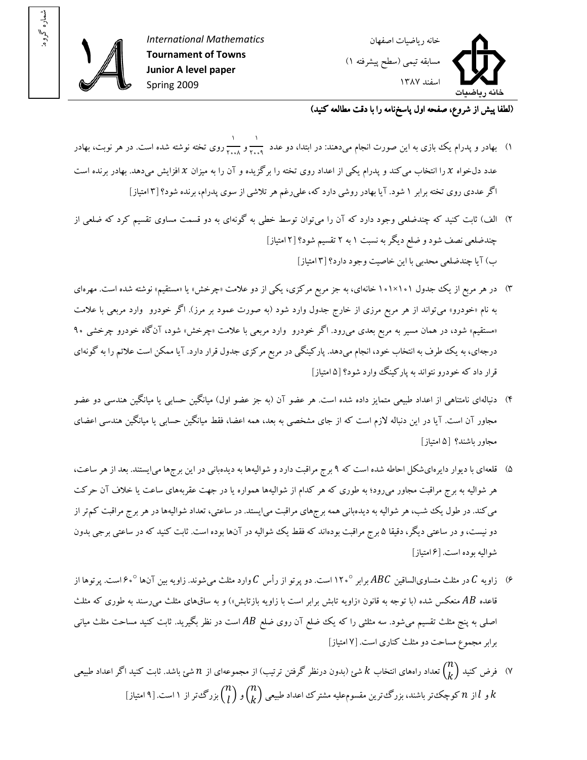شماره گروه:

**International Mathematics**
**Tournament of Towns**
**Junior A level paper**
Spring 2009

خانه ریاضیات اصفهان
مسابقه تیمی (سطح پیشرفته ۱)
اسفند ۱۳۸۷

**(لطفا پیش از شروع، صفحه اول پاسخ‌نامه را با دقت مطالعه کنید)**

۱) بهادر و پدرام یک بازی به این صورت انجام می‌دهند: در ابتدا، دو عدد $\frac{1}{2009}$ و $\frac{1}{2008}$ روی تخته نوشته شده است. در هر نوبت، بهادر عدد دلخواه $x$ را انتخاب می‌کند و پدرام یکی از اعداد روی تخته را برگزیده و آن را به میزان $x$ افزایش می‌دهد. بهادر برنده است اگر عددی روی تخته برابر ۱ شود. آیا بهادر روشی دارد که، علی‌رغم هر تلاشی از سوی پدرام، برنده شود؟ [۳ امتیاز]

۲) الف) ثابت کنید که چندضلعی وجود دارد که آن را می‌توان توسط خطی به گونه‌ای به دو قسمت مساوی تقسیم کرد که ضلعی از چندضلعی نصف شود و ضلع دیگر به نسبت ۱ به ۲ تقسیم شود؟ [۲ امتیاز]

ب) آیا چندضلعی محدبی با این خاصیت وجود دارد؟ [۳ امتیاز]

۳) در هر مربع از یک جدول ۱۰۱×۱۰۱ خانه‌ای، به جز مربع مرکزی، یکی از دو علامت «چرخش» یا «مستقیم» نوشته شده است. مهره‌ای به نام «خودرو» می‌تواند از هر مربع مرزی از خارج جدول وارد شود (به صورت عمود بر مرز). اگر خودرو وارد مربعی با علامت «مستقیم» شود، در همان مسیر به مربع بعدی می‌رود. اگر خودرو وارد مربعی با علامت «چرخش» شود، آن‌گاه خودرو چرخشی ۹۰ درجه‌ای، به یک طرف به انتخاب خود، انجام می‌دهد. پارکینگی در مربع مرکزی جدول قرار دارد. آیا ممکن است علائم را به گونه‌ای قرار داد که خودرو نتواند به پارکینگ وارد شود؟ [۵ امتیاز]

۴) دنباله‌ای نامتناهی از اعداد طبیعی متمایز داده شده است. هر عضو آن (به جز عضو اول) میانگین حسابی یا میانگین هندسی دو عضو مجاور آن است. آیا در این دنباله لازم است که از جای مشخصی به بعد، همه اعضا، فقط میانگین حسابی یا میانگین هندسی اعضای مجاور باشند؟ [۵ امتیاز]

۵) قلعه‌ای با دیوار دایره‌ای‌شکل احاطه شده است که ۹ برج مراقبت دارد و شوالیه‌ها به دیده‌بانی در این برج‌ها می‌ایستند. بعد از هر ساعت، هر شوالیه به برج مراقبت مجاور می‌رود؛ به طوری که هر کدام از شوالیه‌ها همواره یا در جهت عقربه‌های ساعت یا خلاف آن حرکت می‌کند. در طول یک شب، هر شوالیه به دیده‌بانی همه برج‌های مراقبت می‌ایستد. در ساعتی، تعداد شوالیه‌ها در هر برج مراقبت کم‌تر از دو نیست، و در ساعتی دیگر، دقیقا ۵ برج مراقبت بوده‌اند که فقط یک شوالیه در آن‌ها بوده است. ثابت کنید که در ساعتی برجی بدون شوالیه بوده است. [۶ امتیاز]

۶) زاویه $C$ در مثلث متساوی‌الساقین $ABC$ برابر $120°$ است. دو پرتو از رأس $C$ وارد مثلث می‌شوند. زاویه بین آن‌ها $60°$ است. پرتوها از قاعده $AB$ منعکس شده (با توجه به قانون «زاویه تابش برابر است با زاویه بازتابش») و به ساق‌های مثلث می‌رسند به طوری که مثلث اصلی به پنج مثلث تقسیم می‌شود. سه مثلثی را که یک ضلع آن روی ضلع $AB$ است در نظر بگیرید. ثابت کنید مساحت مثلث میانی برابر مجموع مساحت دو مثلث کناری است. [۷ امتیاز]

۷) فرض کنید $\binom{n}{k}$ تعداد راه‌های انتخاب $k$ شئ (بدون درنظر گرفتن ترتیب) از مجموعه‌ای از $n$ شئ باشد. ثابت کنید اگر اعداد طبیعی $k$ و $l$ از $n$ کوچک‌تر باشند، بزرگ‌ترین مقسوم‌علیه مشترک اعداد طبیعی $\binom{n}{k}$ و $\binom{n}{l}$ بزرگ‌تر از ۱ است. [۹ امتیاز]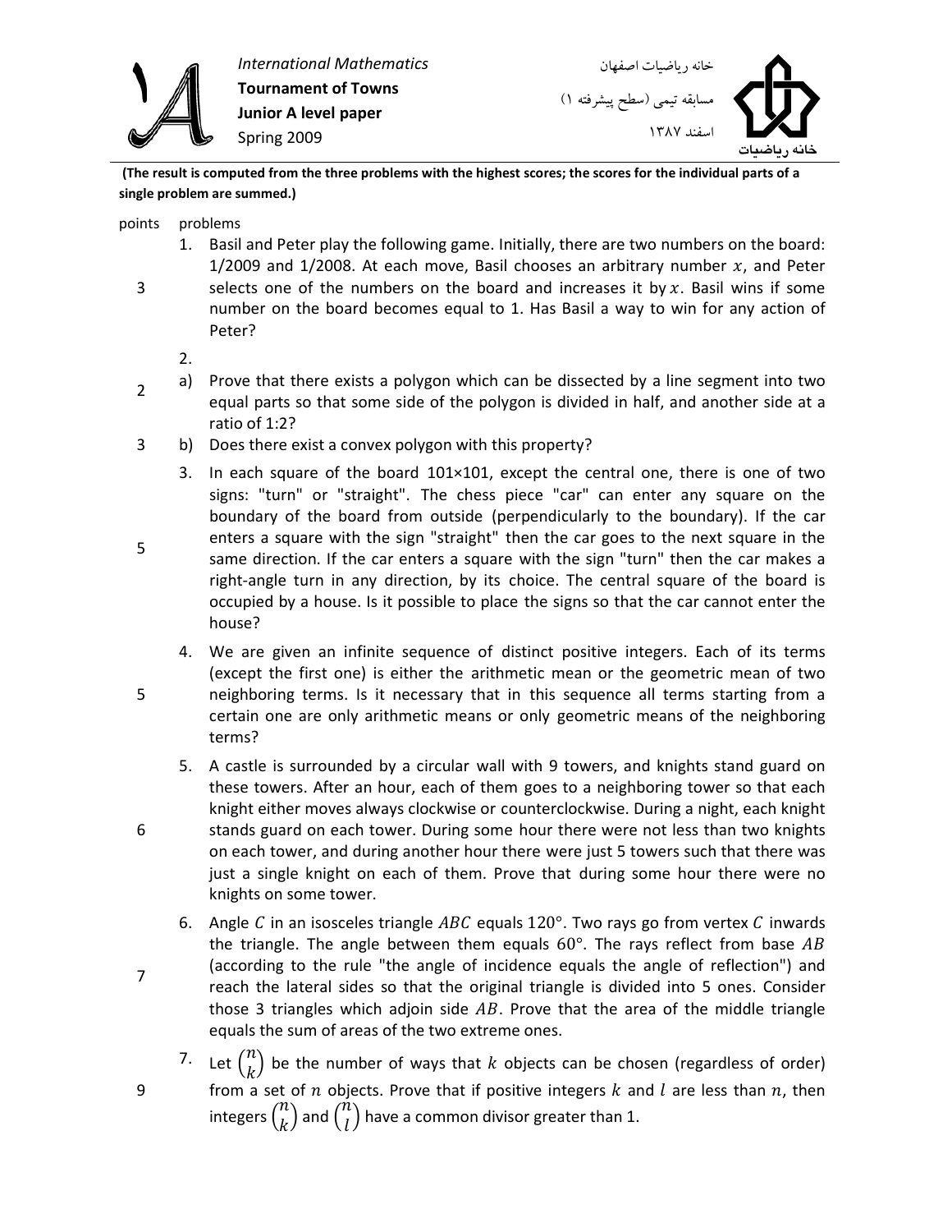International Mathematics
**Tournament of Towns**
**Junior A level paper**
Spring 2009

خانه ریاضیات اصفهان
مسابقه تیمی (سطح پیشرفته ۱)
اسفند ۱۳۸۷

**(The result is computed from the three problems with the highest scores; the scores for the individual parts of a single problem are summed.)**

points problems

1. (3 points) Basil and Peter play the following game. Initially, there are two numbers on the board: 1/2009 and 1/2008. At each move, Basil chooses an arbitrary number $x$, and Peter selects one of the numbers on the board and increases it by $x$. Basil wins if some number on the board becomes equal to 1. Has Basil a way to win for any action of Peter?

2.
   a) (2 points) Prove that there exists a polygon which can be dissected by a line segment into two equal parts so that some side of the polygon is divided in half, and another side at a ratio of 1:2?
   b) (3 points) Does there exist a convex polygon with this property?

3. (5 points) In each square of the board 101×101, except the central one, there is one of two signs: "turn" or "straight". The chess piece "car" can enter any square on the boundary of the board from outside (perpendicularly to the boundary). If the car enters a square with the sign "straight" then the car goes to the next square in the same direction. If the car enters a square with the sign "turn" then the car makes a right-angle turn in any direction, by its choice. The central square of the board is occupied by a house. Is it possible to place the signs so that the car cannot enter the house?

4. (5 points) We are given an infinite sequence of distinct positive integers. Each of its terms (except the first one) is either the arithmetic mean or the geometric mean of two neighboring terms. Is it necessary that in this sequence all terms starting from a certain one are only arithmetic means or only geometric means of the neighboring terms?

5. (6 points) A castle is surrounded by a circular wall with 9 towers, and knights stand guard on these towers. After an hour, each of them goes to a neighboring tower so that each knight either moves always clockwise or counterclockwise. During a night, each knight stands guard on each tower. During some hour there were not less than two knights on each tower, and during another hour there were just 5 towers such that there was just a single knight on each of them. Prove that during some hour there were no knights on some tower.

6. (7 points) Angle $C$ in an isosceles triangle $ABC$ equals $120°$. Two rays go from vertex $C$ inwards the triangle. The angle between them equals $60°$. The rays reflect from base $AB$ (according to the rule "the angle of incidence equals the angle of reflection") and reach the lateral sides so that the original triangle is divided into 5 ones. Consider those 3 triangles which adjoin side $AB$. Prove that the area of the middle triangle equals the sum of areas of the two extreme ones.

7. (9 points) Let $\binom{n}{k}$ be the number of ways that $k$ objects can be chosen (regardless of order) from a set of $n$ objects. Prove that if positive integers $k$ and $l$ are less than $n$, then integers $\binom{n}{k}$ and $\binom{n}{l}$ have a common divisor greater than 1.